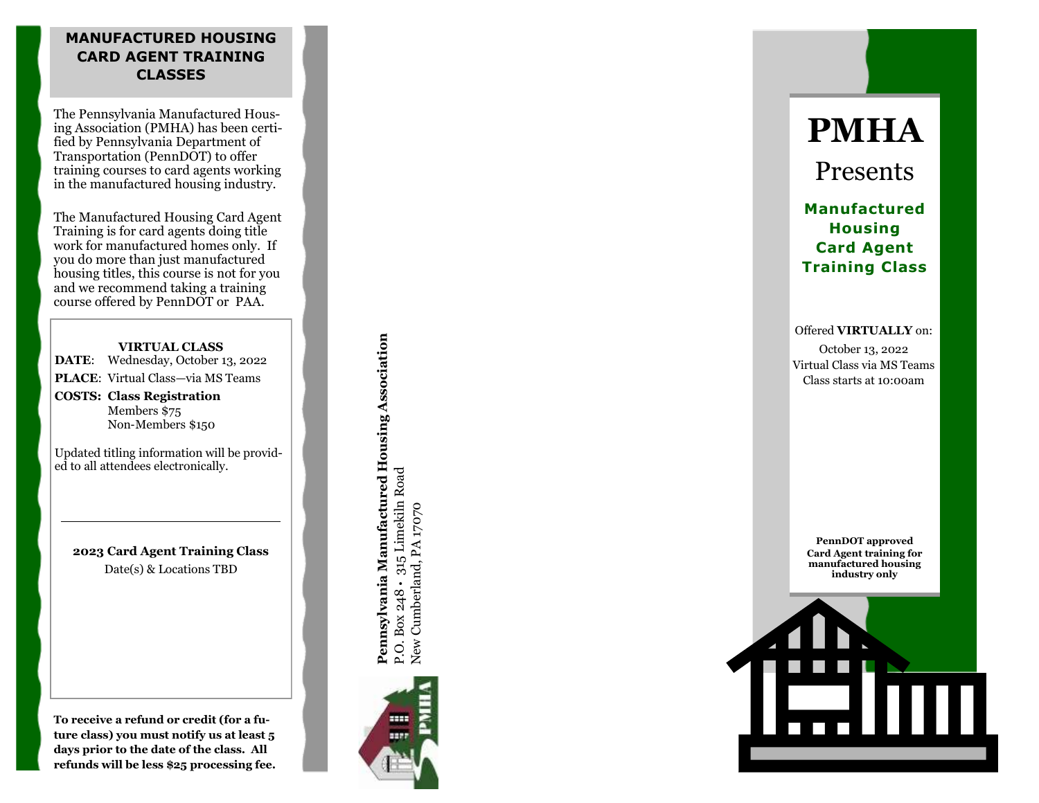## MANUFACTURED HOUSING CARD AGENT TRAINING CLASSES

The Pennsylvania Manufactured Housing Association (PMHA) has been certified by Pennsylvania Department of Transportation (PennDOT) to offer training courses to card agents working in the manufactured housing industry.

The Manufactured Housing Card Agent Training is for card agents doing title work for manufactured homes only. If you do more than just manufactured housing titles, this course is not for you and we recommend taking a training course offered by PennDOT or PAA.

**VIRTUAL CLASS**

**DATE**: Wednesday, October 13, 2022

**PLACE**: Virtual Class—via MS Teams

**COSTS: Class Registration**
Members $75
Non-Members $150

Updated titling information will be provided to all attendees electronically.

---

**2023 Card Agent Training Class**
Date(s) & Locations TBD

**To receive a refund or credit (for a future class) you must notify us at least 5 days prior to the date of the class. All refunds will be less $25 processing fee.**

**Pennsylvania Manufactured Housing Association**
P.O. Box 248 • 315 Limekiln Road
New Cumberland, PA 17070

# PMHA

## Presents

### Manufactured Housing Card Agent Training Class

Offered **VIRTUALLY** on:

October 13, 2022
Virtual Class via MS Teams
Class starts at 10:00am

**PennDOT approved Card Agent training for manufactured housing industry only**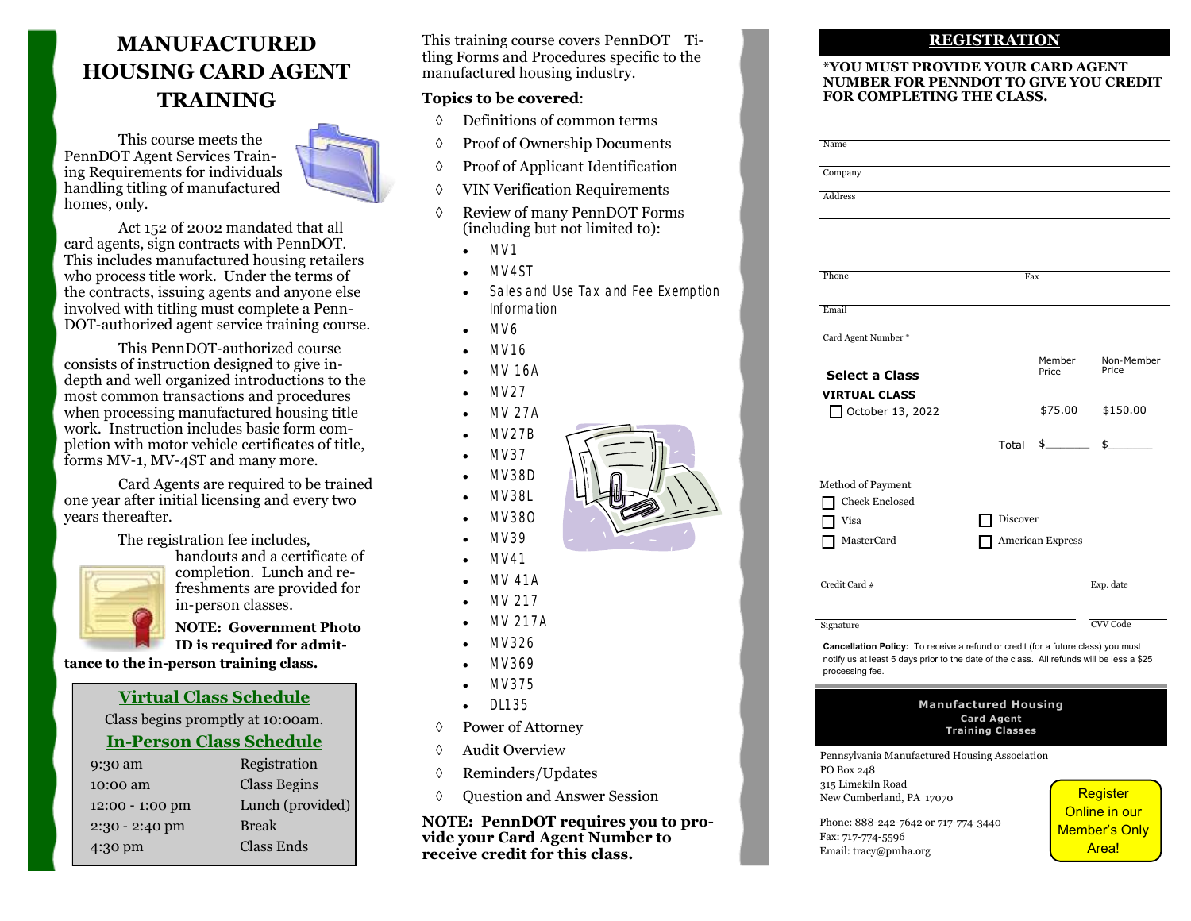# MANUFACTURED HOUSING CARD AGENT TRAINING

This course meets the PennDOT Agent Services Training Requirements for individuals handling titling of manufactured homes, only.

Act 152 of 2002 mandated that all card agents, sign contracts with PennDOT. This includes manufactured housing retailers who process title work. Under the terms of the contracts, issuing agents and anyone else involved with titling must complete a PennDOT-authorized agent service training course.

This PennDOT-authorized course consists of instruction designed to give in-depth and well organized introductions to the most common transactions and procedures when processing manufactured housing title work. Instruction includes basic form completion with motor vehicle certificates of title, forms MV-1, MV-4ST and many more.

Card Agents are required to be trained one year after initial licensing and every two years thereafter.

The registration fee includes, handouts and a certificate of completion. Lunch and refreshments are provided for in-person classes.

**NOTE: Government Photo ID is required for admittance to the in-person training class.**

## Virtual Class Schedule

Class begins promptly at 10:00am.

## In-Person Class Schedule

| | |
|---|---|
| 9:30 am | Registration |
| 10:00 am | Class Begins |
| 12:00 - 1:00 pm | Lunch (provided) |
| 2:30 - 2:40 pm | Break |
| 4:30 pm | Class Ends |

This training course covers PennDOT Titling Forms and Procedures specific to the manufactured housing industry.

**Topics to be covered**:

- Definitions of common terms
- Proof of Ownership Documents
- Proof of Applicant Identification
- VIN Verification Requirements
- Review of many PennDOT Forms (including but not limited to):
  - MV1
  - MV4ST
  - Sales and Use Tax and Fee Exemption Information
  - MV6
  - MV16
  - MV 16A
  - MV27
  - MV 27A
  - MV27B
  - MV37
  - MV38D
  - MV38L
  - MV38O
  - MV39
  - MV41
  - MV 41A
  - MV 217
  - MV 217A
  - MV326
  - MV369
  - MV375
  - DL135
- Power of Attorney
- Audit Overview
- Reminders/Updates
- Question and Answer Session

**NOTE: PennDOT requires you to provide your Card Agent Number to receive credit for this class.**

## REGISTRATION

**\*YOU MUST PROVIDE YOUR CARD AGENT NUMBER FOR PENNDOT TO GIVE YOU CREDIT FOR COMPLETING THE CLASS.**

Name

Company

Address

Phone Fax

Email

Card Agent Number *

| Select a Class | Member Price | Non-Member Price |
|---|---|---|
| **VIRTUAL CLASS** | | |
| ☐ October 13, 2022 | $75.00 | $150.00 |
| Total | $_______ | $_______ |

Method of Payment

☐ Check Enclosed
☐ Visa ☐ Discover
☐ MasterCard ☐ American Express

Credit Card # Exp. date

Signature CVV Code

**Cancellation Policy:** To receive a refund or credit (for a future class) you must notify us at least 5 days prior to the date of the class. All refunds will be less a $25 processing fee.

**Manufactured Housing Card Agent Training Classes**

Pennsylvania Manufactured Housing Association
PO Box 248
315 Limekiln Road
New Cumberland, PA 17070

Phone: 888-242-7642 or 717-774-3440
Fax: 717-774-5596
Email: tracy@pmha.org

Register Online in our Member's Only Area!